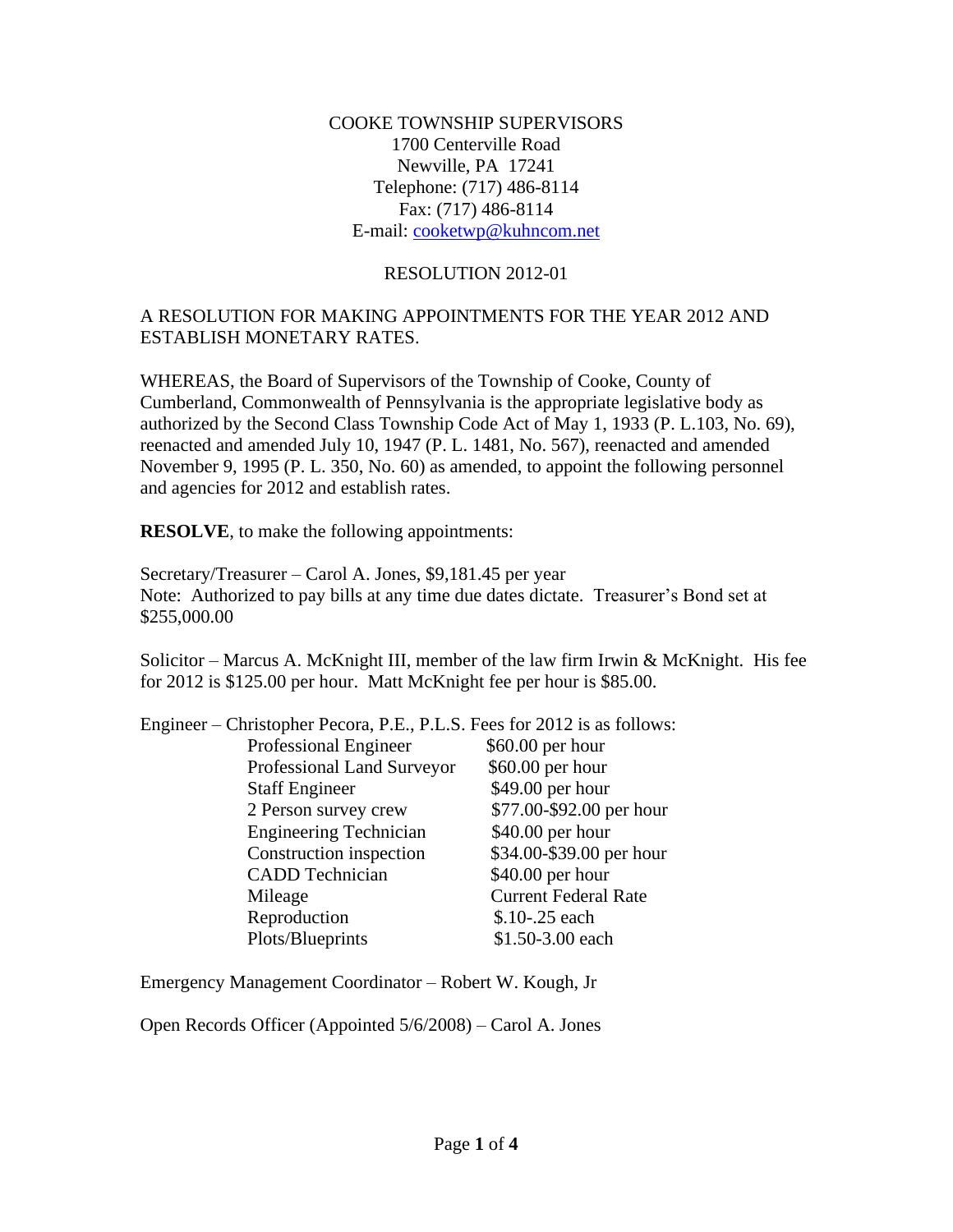COOKE TOWNSHIP SUPERVISORS
1700 Centerville Road
Newville, PA 17241
Telephone: (717) 486-8114
Fax: (717) 486-8114
E-mail: cooketwp@kuhncom.net

RESOLUTION 2012-01

A RESOLUTION FOR MAKING APPOINTMENTS FOR THE YEAR 2012 AND ESTABLISH MONETARY RATES.

WHEREAS, the Board of Supervisors of the Township of Cooke, County of Cumberland, Commonwealth of Pennsylvania is the appropriate legislative body as authorized by the Second Class Township Code Act of May 1, 1933 (P. L.103, No. 69), reenacted and amended July 10, 1947 (P. L. 1481, No. 567), reenacted and amended November 9, 1995 (P. L. 350, No. 60) as amended, to appoint the following personnel and agencies for 2012 and establish rates.

**RESOLVE**, to make the following appointments:

Secretary/Treasurer – Carol A. Jones, $9,181.45 per year
Note: Authorized to pay bills at any time due dates dictate. Treasurer's Bond set at $255,000.00

Solicitor – Marcus A. McKnight III, member of the law firm Irwin & McKnight. His fee for 2012 is $125.00 per hour. Matt McKnight fee per hour is $85.00.

Engineer – Christopher Pecora, P.E., P.L.S. Fees for 2012 is as follows:

| | |
|---|---|
| Professional Engineer | $60.00 per hour |
| Professional Land Surveyor | $60.00 per hour |
| Staff Engineer | $49.00 per hour |
| 2 Person survey crew | $77.00-$92.00 per hour |
| Engineering Technician | $40.00 per hour |
| Construction inspection | $34.00-$39.00 per hour |
| CADD Technician | $40.00 per hour |
| Mileage | Current Federal Rate |
| Reproduction | $.10-.25 each |
| Plots/Blueprints | $1.50-3.00 each |

Emergency Management Coordinator – Robert W. Kough, Jr

Open Records Officer (Appointed 5/6/2008) – Carol A. Jones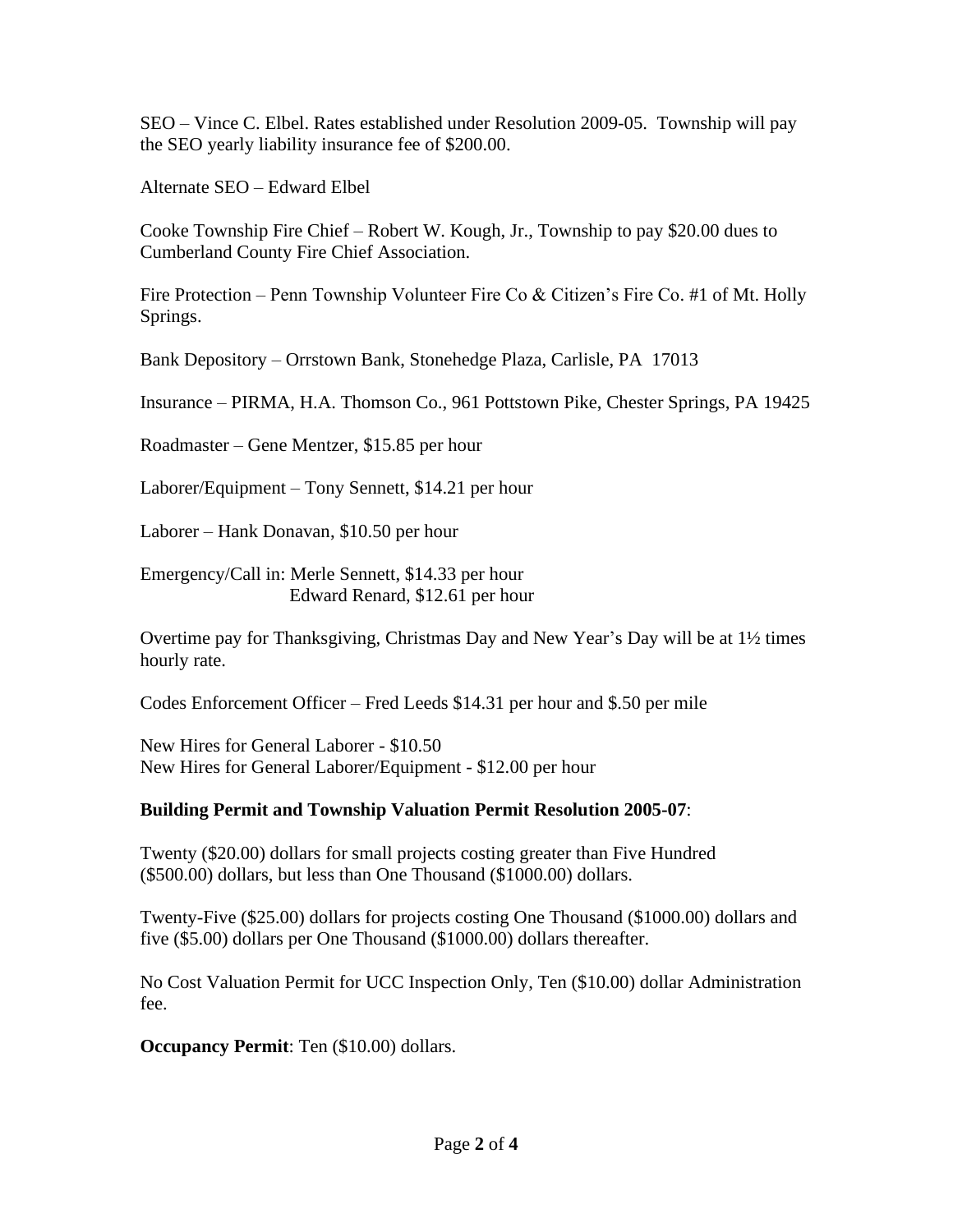SEO – Vince C. Elbel. Rates established under Resolution 2009-05. Township will pay the SEO yearly liability insurance fee of $200.00.

Alternate SEO – Edward Elbel

Cooke Township Fire Chief – Robert W. Kough, Jr., Township to pay $20.00 dues to Cumberland County Fire Chief Association.

Fire Protection – Penn Township Volunteer Fire Co & Citizen's Fire Co. #1 of Mt. Holly Springs.

Bank Depository – Orrstown Bank, Stonehedge Plaza, Carlisle, PA 17013

Insurance – PIRMA, H.A. Thomson Co., 961 Pottstown Pike, Chester Springs, PA 19425

Roadmaster – Gene Mentzer, $15.85 per hour

Laborer/Equipment – Tony Sennett, $14.21 per hour

Laborer – Hank Donavan, $10.50 per hour

Emergency/Call in: Merle Sennett, $14.33 per hour
Edward Renard, $12.61 per hour

Overtime pay for Thanksgiving, Christmas Day and New Year's Day will be at 1½ times hourly rate.

Codes Enforcement Officer – Fred Leeds $14.31 per hour and $.50 per mile

New Hires for General Laborer - $10.50
New Hires for General Laborer/Equipment - $12.00 per hour

**Building Permit and Township Valuation Permit Resolution 2005-07**:

Twenty ($20.00) dollars for small projects costing greater than Five Hundred ($500.00) dollars, but less than One Thousand ($1000.00) dollars.

Twenty-Five ($25.00) dollars for projects costing One Thousand ($1000.00) dollars and five ($5.00) dollars per One Thousand ($1000.00) dollars thereafter.

No Cost Valuation Permit for UCC Inspection Only, Ten ($10.00) dollar Administration fee.

**Occupancy Permit**: Ten ($10.00) dollars.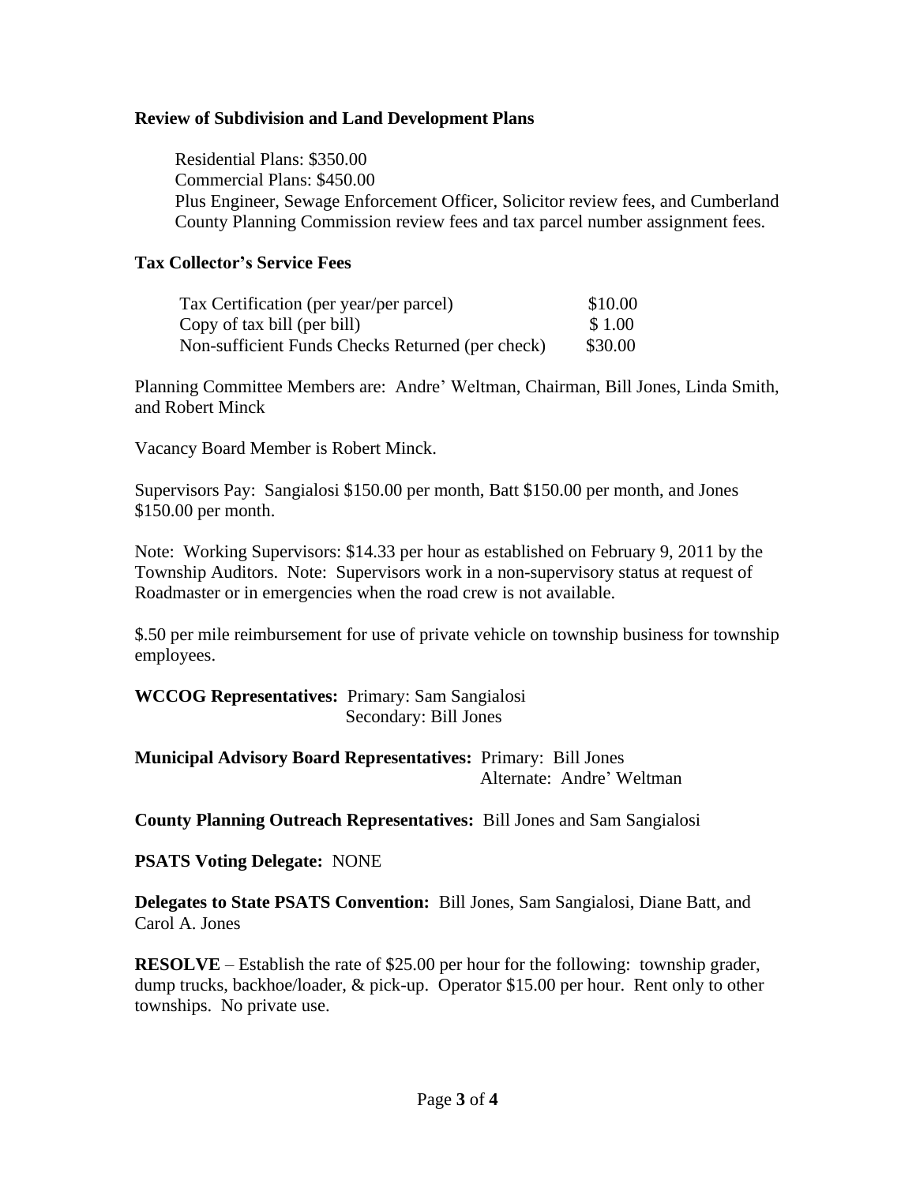**Review of Subdivision and Land Development Plans**

Residential Plans: $350.00
Commercial Plans: $450.00
Plus Engineer, Sewage Enforcement Officer, Solicitor review fees, and Cumberland County Planning Commission review fees and tax parcel number assignment fees.

**Tax Collector's Service Fees**

| | |
|---|---|
| Tax Certification (per year/per parcel) | $10.00 |
| Copy of tax bill (per bill) | $ 1.00 |
| Non-sufficient Funds Checks Returned (per check) | $30.00 |

Planning Committee Members are: Andre' Weltman, Chairman, Bill Jones, Linda Smith, and Robert Minck

Vacancy Board Member is Robert Minck.

Supervisors Pay: Sangialosi $150.00 per month, Batt $150.00 per month, and Jones $150.00 per month.

Note: Working Supervisors: $14.33 per hour as established on February 9, 2011 by the Township Auditors. Note: Supervisors work in a non-supervisory status at request of Roadmaster or in emergencies when the road crew is not available.

$.50 per mile reimbursement for use of private vehicle on township business for township employees.

**WCCOG Representatives:** Primary: Sam Sangialosi
Secondary: Bill Jones

**Municipal Advisory Board Representatives:** Primary: Bill Jones
Alternate: Andre' Weltman

**County Planning Outreach Representatives:** Bill Jones and Sam Sangialosi

**PSATS Voting Delegate:** NONE

**Delegates to State PSATS Convention:** Bill Jones, Sam Sangialosi, Diane Batt, and Carol A. Jones

**RESOLVE** – Establish the rate of $25.00 per hour for the following: township grader, dump trucks, backhoe/loader, & pick-up. Operator $15.00 per hour. Rent only to other townships. No private use.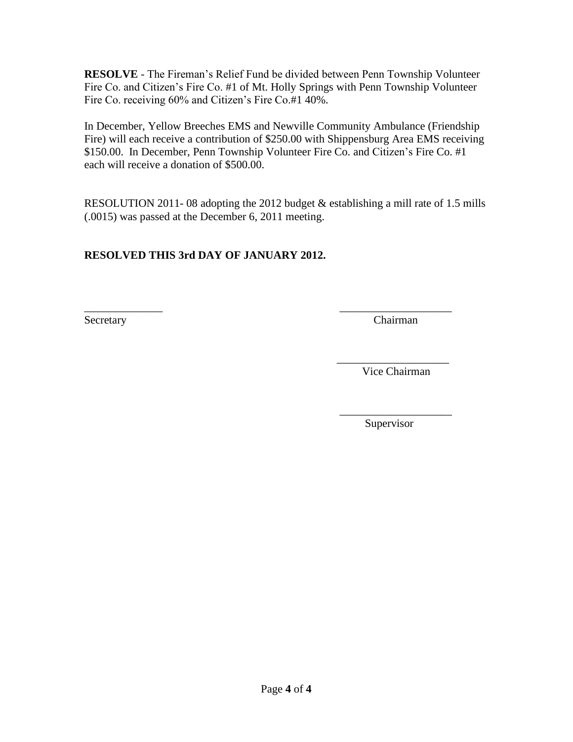**RESOLVE** - The Fireman's Relief Fund be divided between Penn Township Volunteer Fire Co. and Citizen's Fire Co. #1 of Mt. Holly Springs with Penn Township Volunteer Fire Co. receiving 60% and Citizen's Fire Co.#1 40%.

In December, Yellow Breeches EMS and Newville Community Ambulance (Friendship Fire) will each receive a contribution of $250.00 with Shippensburg Area EMS receiving $150.00. In December, Penn Township Volunteer Fire Co. and Citizen's Fire Co. #1 each will receive a donation of $500.00.

RESOLUTION 2011- 08 adopting the 2012 budget & establishing a mill rate of 1.5 mills (.0015) was passed at the December 6, 2011 meeting.

**RESOLVED THIS 3rd DAY OF JANUARY 2012.**

______________ ____________________
Secretary Chairman

____________________
Vice Chairman

____________________
Supervisor